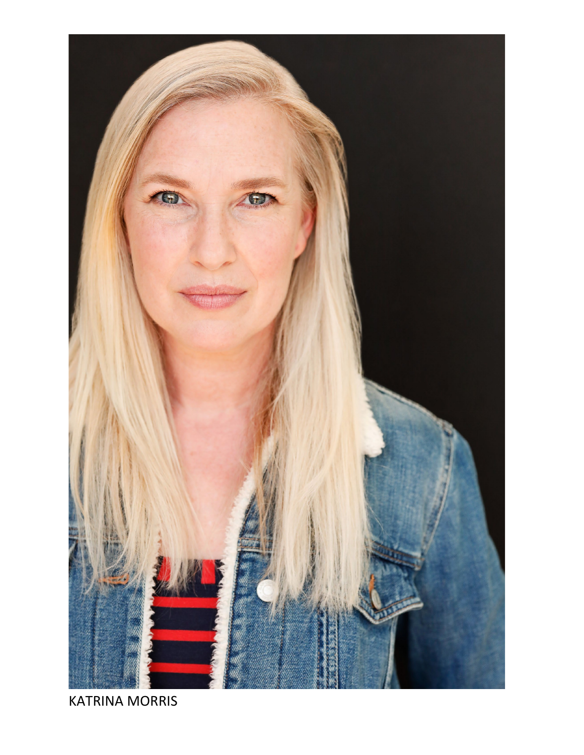KATRINA MORRIS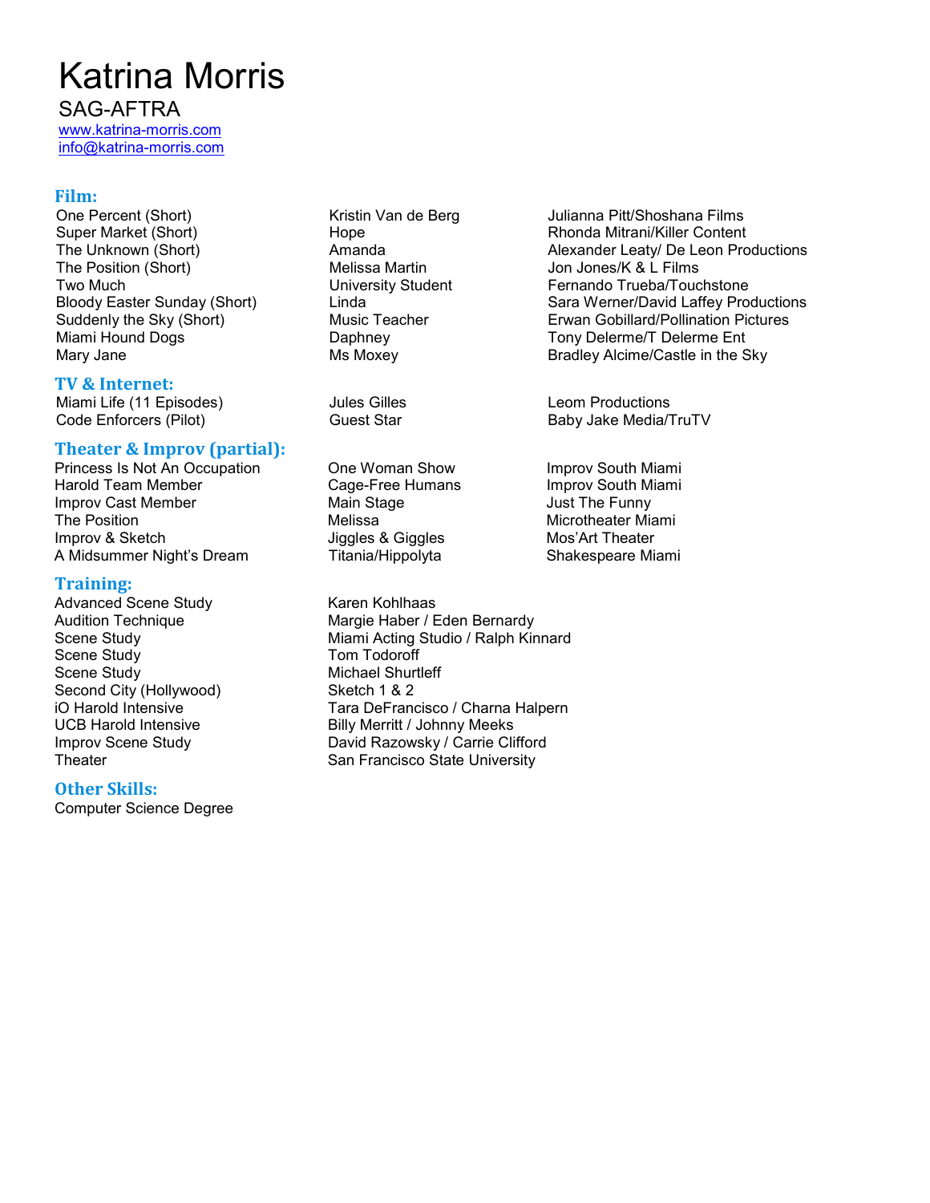# Katrina Morris

SAG-AFTRA

www.katrina-morris.com

info@katrina-morris.com

## Film:

| | | |
|---|---|---|
| One Percent (Short) | Kristin Van de Berg | Julianna Pitt/Shoshana Films |
| Super Market (Short) | Hope | Rhonda Mitrani/Killer Content |
| The Unknown (Short) | Amanda | Alexander Leaty/ De Leon Productions |
| The Position (Short) | Melissa Martin | Jon Jones/K & L Films |
| Two Much | University Student | Fernando Trueba/Touchstone |
| Bloody Easter Sunday (Short) | Linda | Sara Werner/David Laffey Productions |
| Suddenly the Sky (Short) | Music Teacher | Erwan Gobillard/Pollination Pictures |
| Miami Hound Dogs | Daphney | Tony Delerme/T Delerme Ent |
| Mary Jane | Ms Moxey | Bradley Alcime/Castle in the Sky |

## TV & Internet:

| | | |
|---|---|---|
| Miami Life (11 Episodes) | Jules Gilles | Leom Productions |
| Code Enforcers (Pilot) | Guest Star | Baby Jake Media/TruTV |

## Theater & Improv (partial):

| | | |
|---|---|---|
| Princess Is Not An Occupation | One Woman Show | Improv South Miami |
| Harold Team Member | Cage-Free Humans | Improv South Miami |
| Improv Cast Member | Main Stage | Just The Funny |
| The Position | Melissa | Microtheater Miami |
| Improv & Sketch | Jiggles & Giggles | Mos'Art Theater |
| A Midsummer Night's Dream | Titania/Hippolyta | Shakespeare Miami |

## Training:

| | |
|---|---|
| Advanced Scene Study | Karen Kohlhaas |
| Audition Technique | Margie Haber / Eden Bernardy |
| Scene Study | Miami Acting Studio / Ralph Kinnard |
| Scene Study | Tom Todoroff |
| Scene Study | Michael Shurtleff |
| Second City (Hollywood) | Sketch 1 & 2 |
| iO Harold Intensive | Tara DeFrancisco / Charna Halpern |
| UCB Harold Intensive | Billy Merritt / Johnny Meeks |
| Improv Scene Study | David Razowsky / Carrie Clifford |
| Theater | San Francisco State University |

## Other Skills:

Computer Science Degree